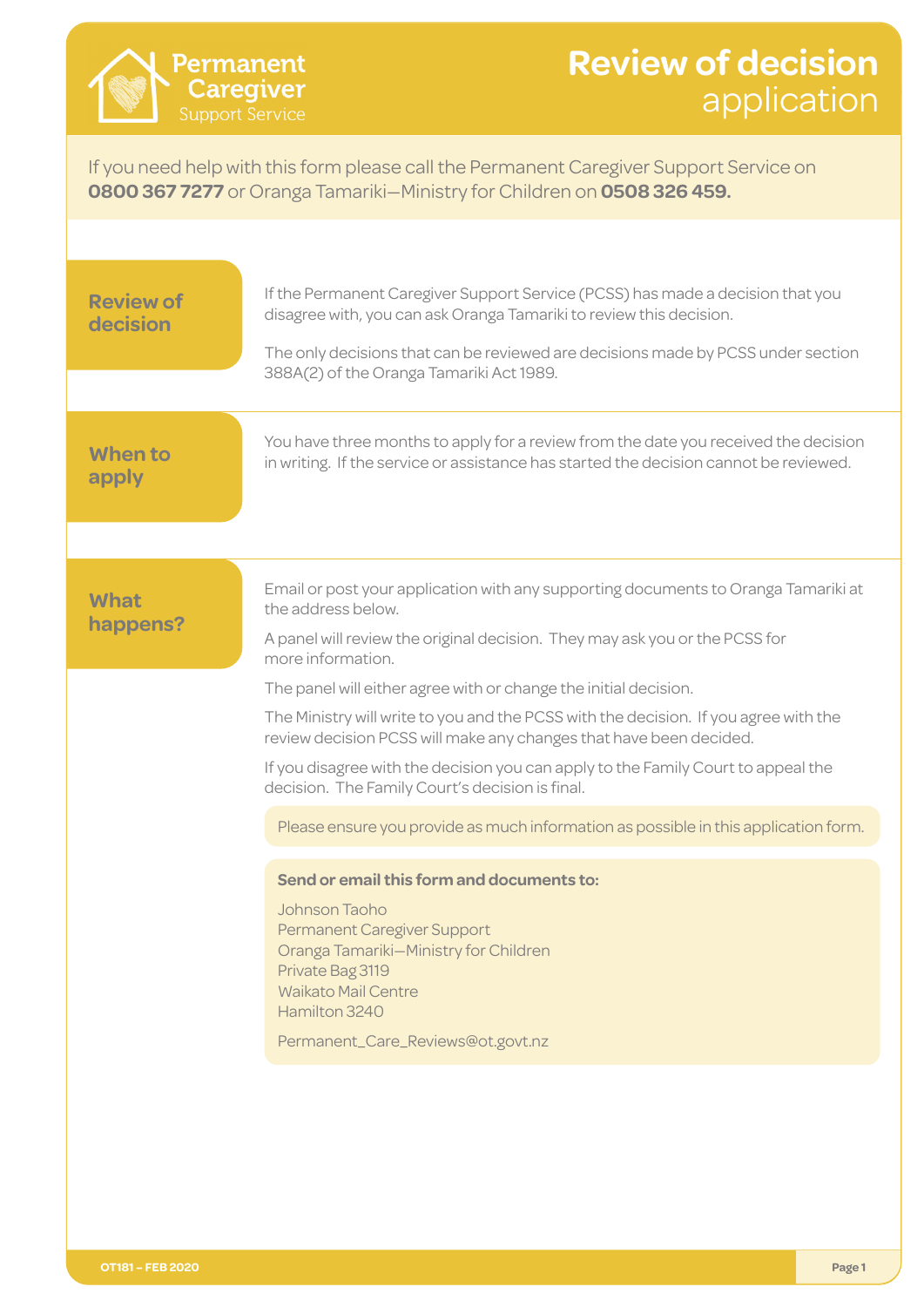# Review of decision application

Permanent Caregiver Support Service

If you need help with this form please call the Permanent Caregiver Support Service on **0800 367 7277** or Oranga Tamariki—Ministry for Children on **0508 326 459.**

## Review of decision

If the Permanent Caregiver Support Service (PCSS) has made a decision that you disagree with, you can ask Oranga Tamariki to review this decision.

The only decisions that can be reviewed are decisions made by PCSS under section 388A(2) of the Oranga Tamariki Act 1989.

## When to apply

You have three months to apply for a review from the date you received the decision in writing. If the service or assistance has started the decision cannot be reviewed.

## What happens?

Email or post your application with any supporting documents to Oranga Tamariki at the address below.

A panel will review the original decision. They may ask you or the PCSS for more information.

The panel will either agree with or change the initial decision.

The Ministry will write to you and the PCSS with the decision. If you agree with the review decision PCSS will make any changes that have been decided.

If you disagree with the decision you can apply to the Family Court to appeal the decision. The Family Court's decision is final.

Please ensure you provide as much information as possible in this application form.

**Send or email this form and documents to:**

Johnson Taoho
Permanent Caregiver Support
Oranga Tamariki—Ministry for Children
Private Bag 3119
Waikato Mail Centre
Hamilton 3240

Permanent_Care_Reviews@ot.govt.nz

OT181 – FEB 2020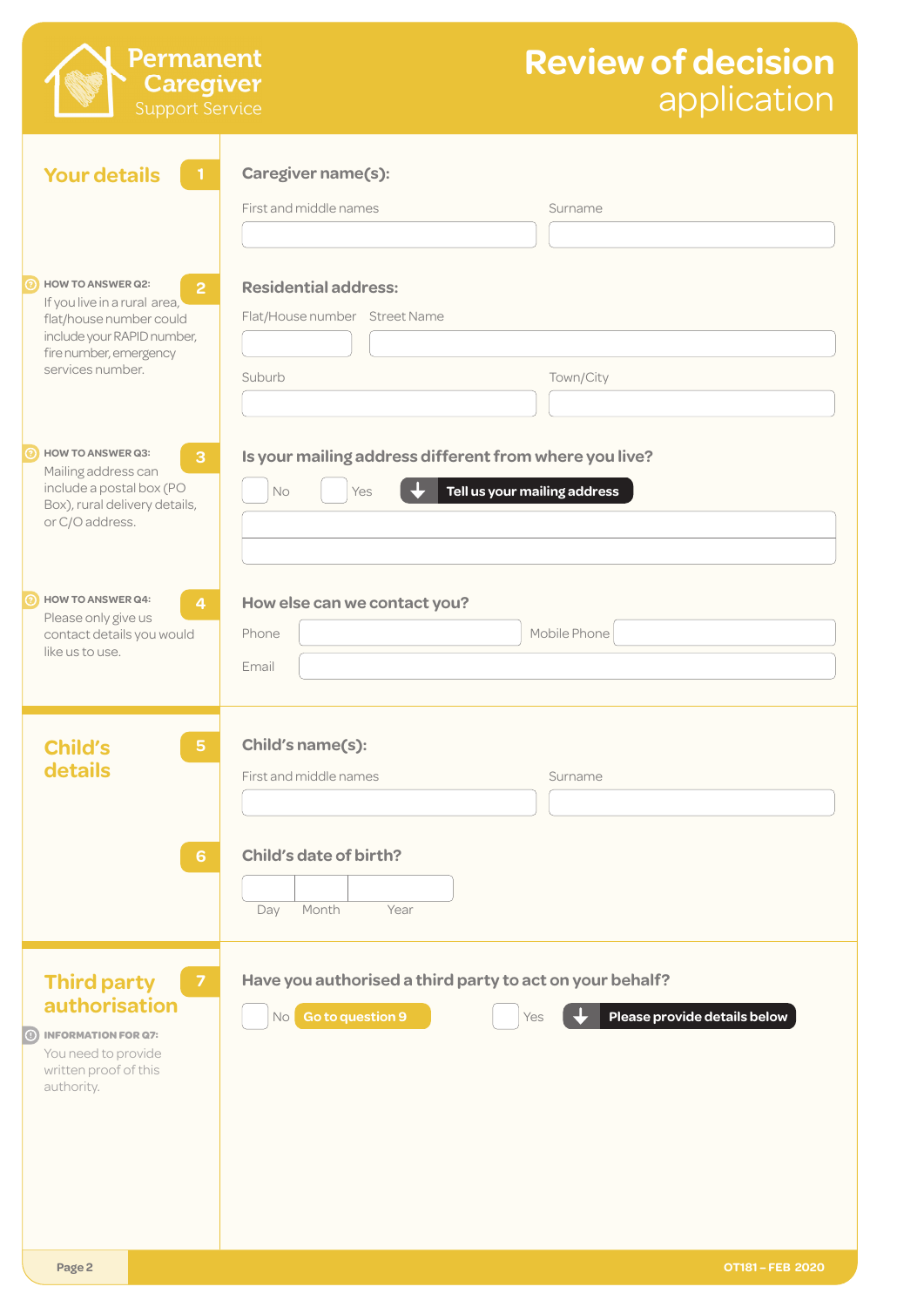# Permanent Caregiver Support Service

# Review of decision application

## Your details

**1** **Caregiver name(s):**

First and middle names | Surname

**HOW TO ANSWER Q2:**
If you live in a rural area, flat/house number could include your RAPID number, fire number, emergency services number.

**2** **Residential address:**

Flat/House number | Street Name

Suburb | Town/City

**HOW TO ANSWER Q3:**
Mailing address can include a postal box (PO Box), rural delivery details, or C/O address.

**3** **Is your mailing address different from where you live?**

☐ No ☐ Yes → **Tell us your mailing address**

**HOW TO ANSWER Q4:**
Please only give us contact details you would like us to use.

**4** **How else can we contact you?**

Phone | Mobile Phone

Email

## Child's details

**5** **Child's name(s):**

First and middle names | Surname

**6** **Child's date of birth?**

Day | Month | Year

## Third party authorisation

**INFORMATION FOR Q7:**
You need to provide written proof of this authority.

**7** **Have you authorised a third party to act on your behalf?**

☐ No → **Go to question 9**

☐ Yes → **Please provide details below**

OT181 – FEB 2020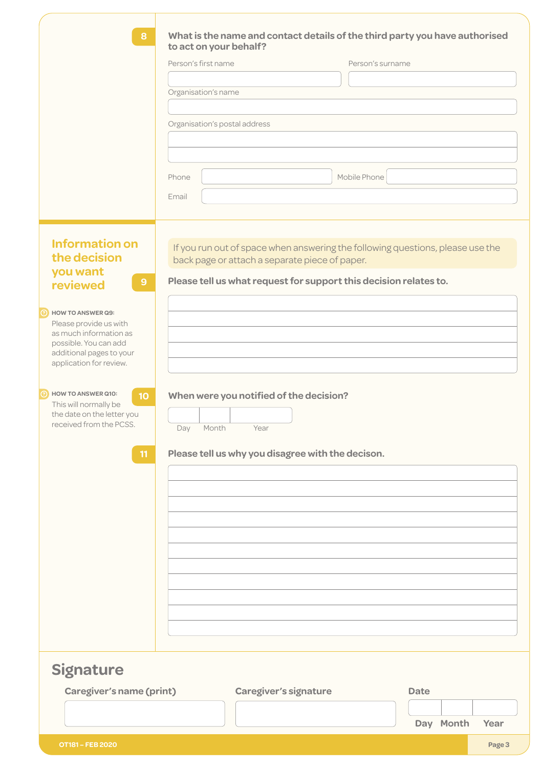**8** What is the name and contact details of the third party you have authorised to act on your behalf?

Person's first name

Person's surname

Organisation's name

Organisation's postal address

Phone

Mobile Phone

Email

## Information on the decision you want reviewed

If you run out of space when answering the following questions, please use the back page or attach a separate piece of paper.

**9** Please tell us what request for support this decision relates to.

**HOW TO ANSWER Q9:** Please provide us with as much information as possible. You can add additional pages to your application for review.

**10** When were you notified of the decision?

Day Month Year

**HOW TO ANSWER Q10:** This will normally be the date on the letter you received from the PCSS.

**11** Please tell us why you disagree with the decison.

## Signature

**Caregiver's name (print)**

**Caregiver's signature**

**Date**

**Day Month Year**

OT181 – FEB 2020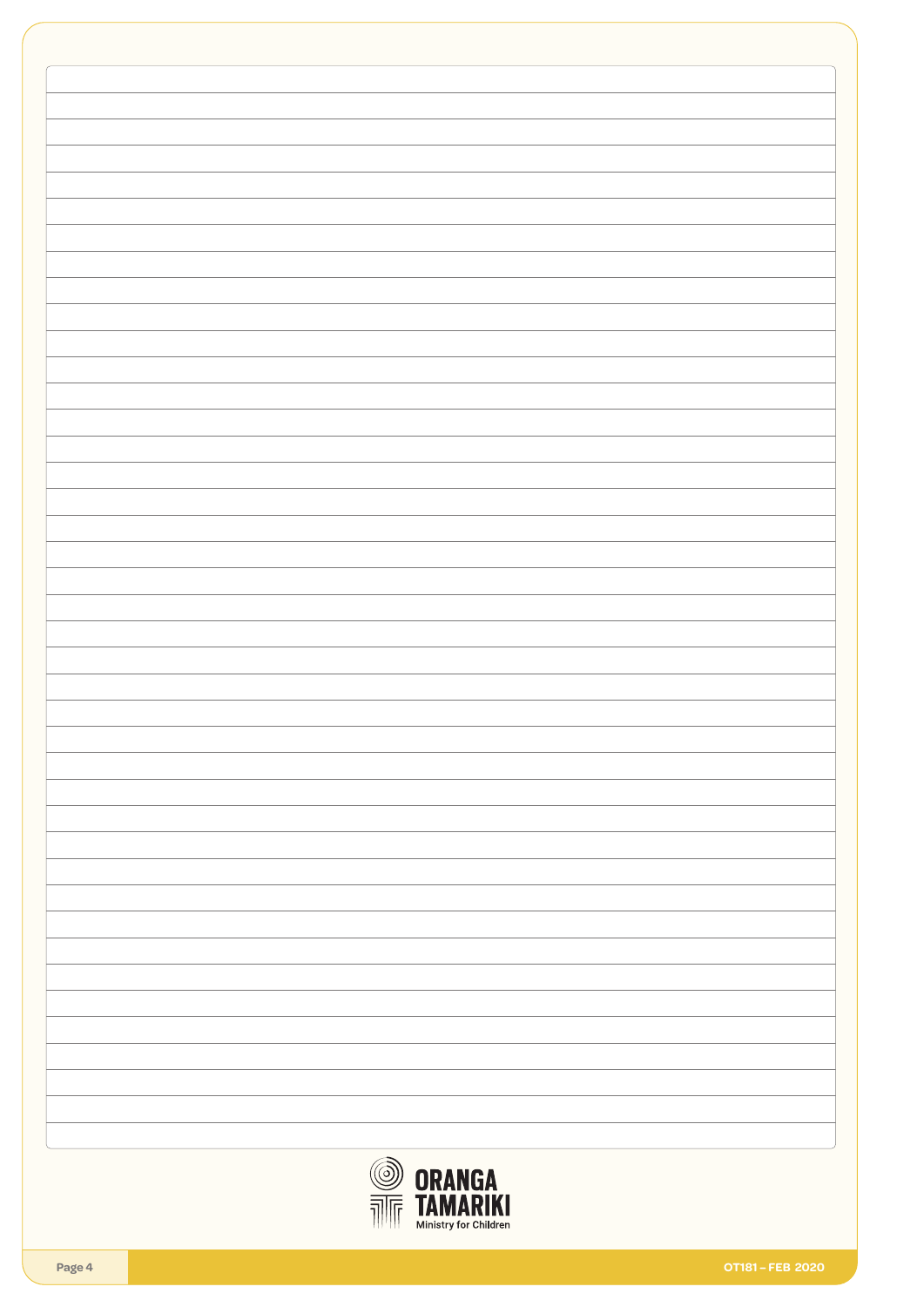ORANGA TAMARIKI
Ministry for Children